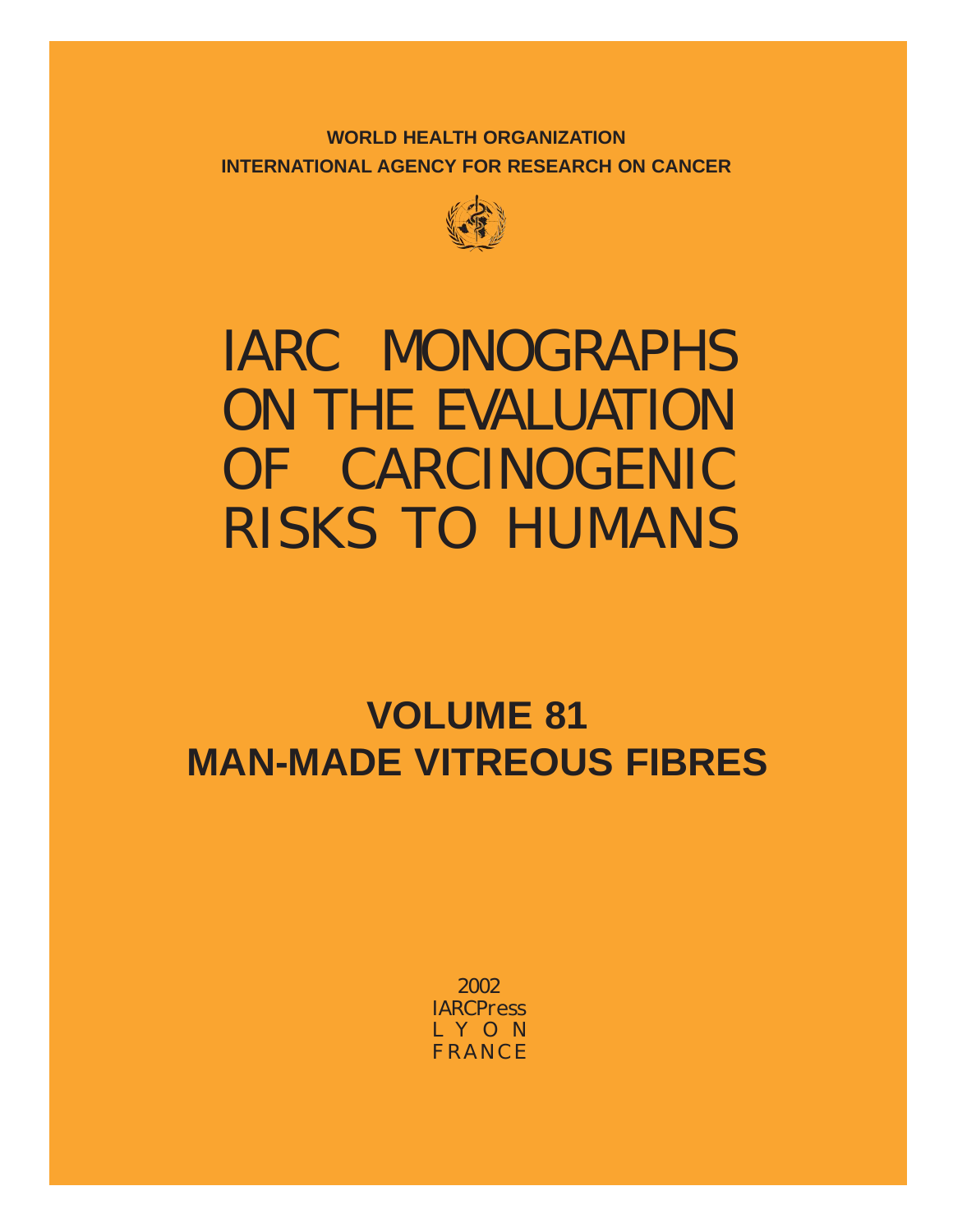**WORLD HEALTH ORGANIZATION**

**INTERNATIONAL AGENCY FOR RESEARCH ON CANCER**

# IARC MONOGRAPHS ON THE EVALUATION OF CARCINOGENIC RISKS TO HUMANS

## VOLUME 81
## MAN-MADE VITREOUS FIBRES

2002

IARCPress

LYON

FRANCE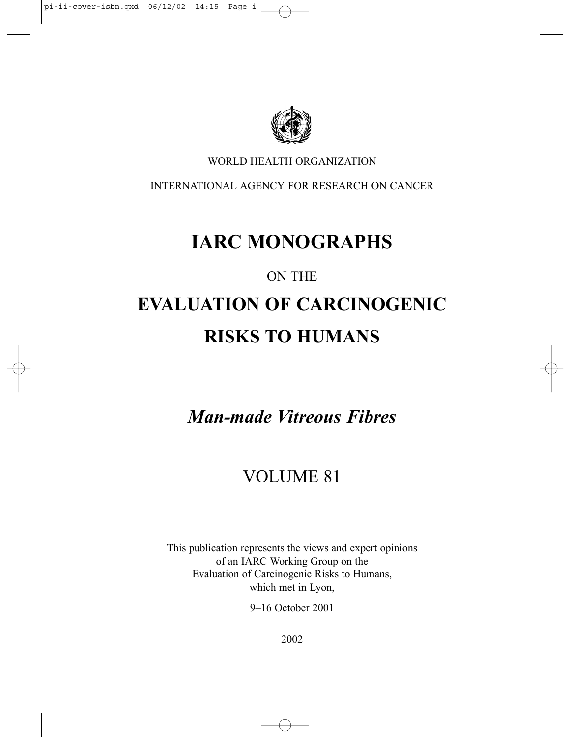WORLD HEALTH ORGANIZATION

INTERNATIONAL AGENCY FOR RESEARCH ON CANCER

# IARC MONOGRAPHS

ON THE

# EVALUATION OF CARCINOGENIC RISKS TO HUMANS

## *Man-made Vitreous Fibres*

## VOLUME 81

This publication represents the views and expert opinions of an IARC Working Group on the Evaluation of Carcinogenic Risks to Humans, which met in Lyon,

9–16 October 2001

2002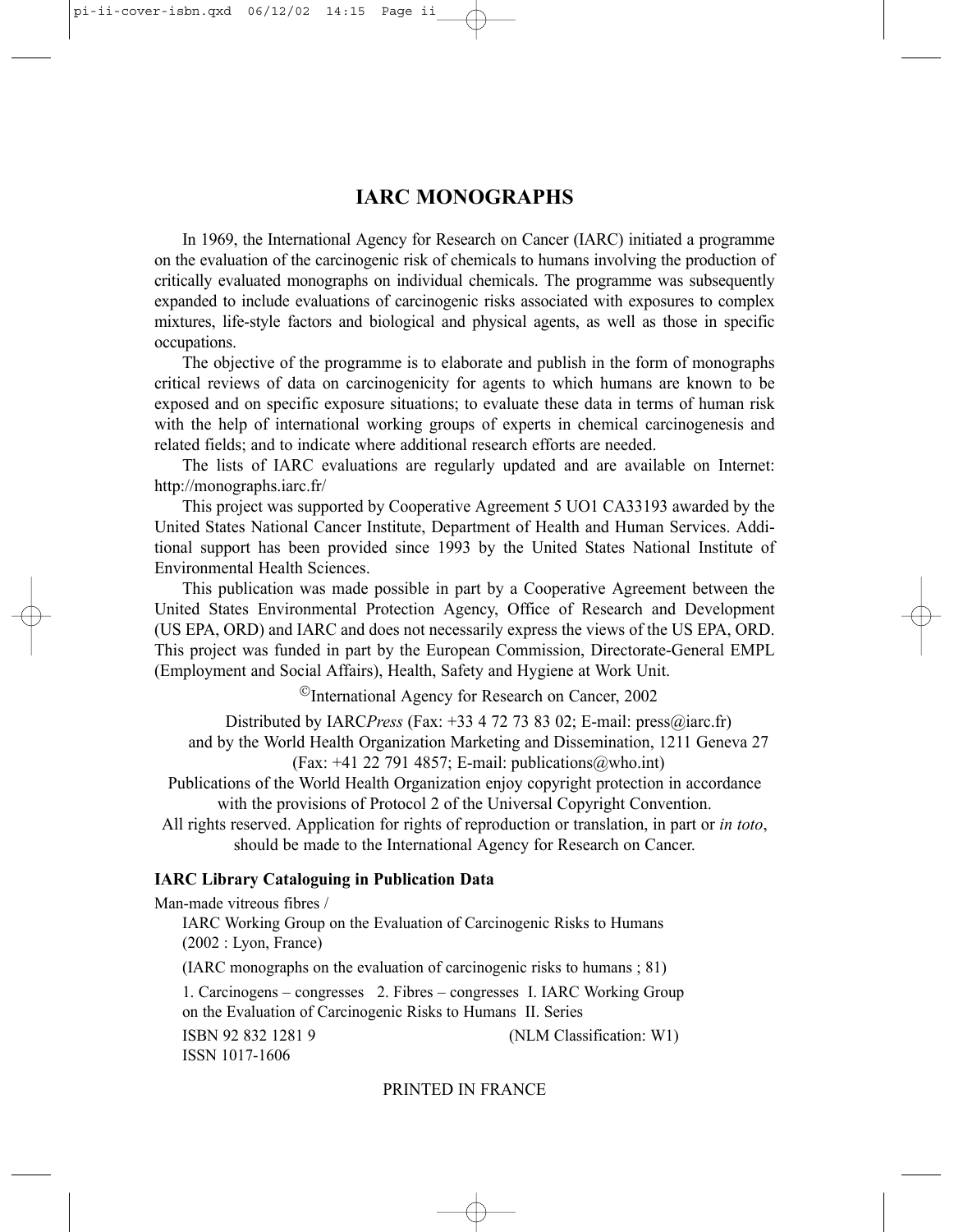# IARC MONOGRAPHS

In 1969, the International Agency for Research on Cancer (IARC) initiated a programme on the evaluation of the carcinogenic risk of chemicals to humans involving the production of critically evaluated monographs on individual chemicals. The programme was subsequently expanded to include evaluations of carcinogenic risks associated with exposures to complex mixtures, life-style factors and biological and physical agents, as well as those in specific occupations.

The objective of the programme is to elaborate and publish in the form of monographs critical reviews of data on carcinogenicity for agents to which humans are known to be exposed and on specific exposure situations; to evaluate these data in terms of human risk with the help of international working groups of experts in chemical carcinogenesis and related fields; and to indicate where additional research efforts are needed.

The lists of IARC evaluations are regularly updated and are available on Internet: http://monographs.iarc.fr/

This project was supported by Cooperative Agreement 5 UO1 CA33193 awarded by the United States National Cancer Institute, Department of Health and Human Services. Additional support has been provided since 1993 by the United States National Institute of Environmental Health Sciences.

This publication was made possible in part by a Cooperative Agreement between the United States Environmental Protection Agency, Office of Research and Development (US EPA, ORD) and IARC and does not necessarily express the views of the US EPA, ORD. This project was funded in part by the European Commission, Directorate-General EMPL (Employment and Social Affairs), Health, Safety and Hygiene at Work Unit.

©International Agency for Research on Cancer, 2002

Distributed by IARC*Press* (Fax: +33 4 72 73 83 02; E-mail: press@iarc.fr)
and by the World Health Organization Marketing and Dissemination, 1211 Geneva 27
(Fax: +41 22 791 4857; E-mail: publications@who.int)

Publications of the World Health Organization enjoy copyright protection in accordance with the provisions of Protocol 2 of the Universal Copyright Convention.

All rights reserved. Application for rights of reproduction or translation, in part or *in toto*, should be made to the International Agency for Research on Cancer.

**IARC Library Cataloguing in Publication Data**

Man-made vitreous fibres /
IARC Working Group on the Evaluation of Carcinogenic Risks to Humans (2002 : Lyon, France)

(IARC monographs on the evaluation of carcinogenic risks to humans ; 81)

1. Carcinogens – congresses 2. Fibres – congresses I. IARC Working Group on the Evaluation of Carcinogenic Risks to Humans II. Series

ISBN 92 832 1281 9 (NLM Classification: W1)
ISSN 1017-1606

PRINTED IN FRANCE